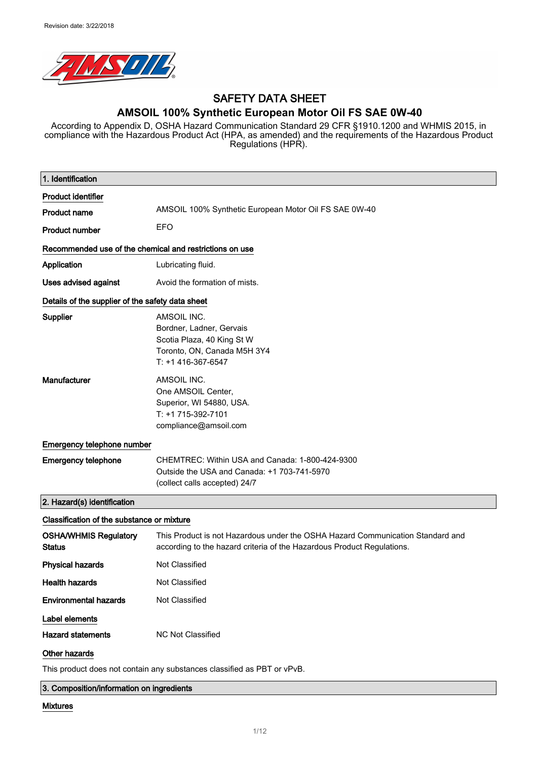Revision date: 3/22/2018

# SAFETY DATA SHEET

## AMSOIL 100% Synthetic European Motor Oil FS SAE 0W-40

According to Appendix D, OSHA Hazard Communication Standard 29 CFR §1910.1200 and WHMIS 2015, in compliance with the Hazardous Product Act (HPA, as amended) and the requirements of the Hazardous Product Regulations (HPR).

### 1. Identification

**Product identifier**

**Product name** AMSOIL 100% Synthetic European Motor Oil FS SAE 0W-40

**Product number** EFO

**Recommended use of the chemical and restrictions on use**

**Application** Lubricating fluid.

**Uses advised against** Avoid the formation of mists.

**Details of the supplier of the safety data sheet**

**Supplier**
AMSOIL INC.
Bordner, Ladner, Gervais
Scotia Plaza, 40 King St W
Toronto, ON, Canada M5H 3Y4
T: +1 416-367-6547

**Manufacturer**
AMSOIL INC.
One AMSOIL Center,
Superior, WI 54880, USA.
T: +1 715-392-7101
compliance@amsoil.com

**Emergency telephone number**

**Emergency telephone**
CHEMTREC: Within USA and Canada: 1-800-424-9300
Outside the USA and Canada: +1 703-741-5970
(collect calls accepted) 24/7

### 2. Hazard(s) identification

**Classification of the substance or mixture**

**OSHA/WHMIS Regulatory Status** This Product is not Hazardous under the OSHA Hazard Communication Standard and according to the hazard criteria of the Hazardous Product Regulations.

**Physical hazards** Not Classified

**Health hazards** Not Classified

**Environmental hazards** Not Classified

**Label elements**

**Hazard statements** NC Not Classified

**Other hazards**

This product does not contain any substances classified as PBT or vPvB.

### 3. Composition/information on ingredients

**Mixtures**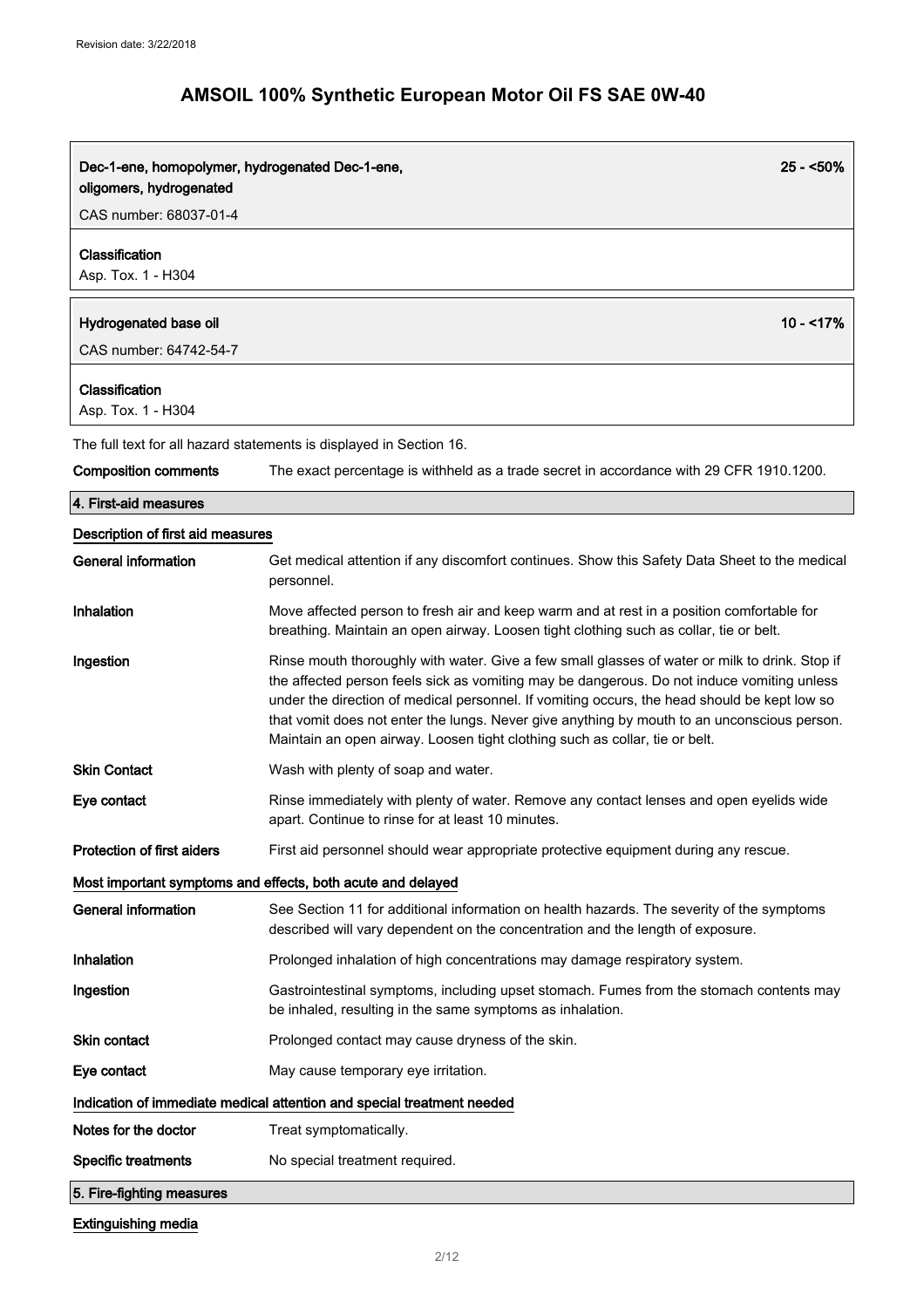| Dec-1-ene, homopolymer, hydrogenated Dec-1-ene, oligomers, hydrogenated | 25 - <50% |
|---|---|
| CAS number: 68037-01-4 | |
| **Classification** Asp. Tox. 1 - H304 | |

| Hydrogenated base oil | 10 - <17% |
|---|---|
| CAS number: 64742-54-7 | |
| **Classification** Asp. Tox. 1 - H304 | |

The full text for all hazard statements is displayed in Section 16.

**Composition comments** The exact percentage is withheld as a trade secret in accordance with 29 CFR 1910.1200.

## 4. First-aid measures

### Description of first aid measures

**General information** Get medical attention if any discomfort continues. Show this Safety Data Sheet to the medical personnel.

**Inhalation** Move affected person to fresh air and keep warm and at rest in a position comfortable for breathing. Maintain an open airway. Loosen tight clothing such as collar, tie or belt.

**Ingestion** Rinse mouth thoroughly with water. Give a few small glasses of water or milk to drink. Stop if the affected person feels sick as vomiting may be dangerous. Do not induce vomiting unless under the direction of medical personnel. If vomiting occurs, the head should be kept low so that vomit does not enter the lungs. Never give anything by mouth to an unconscious person. Maintain an open airway. Loosen tight clothing such as collar, tie or belt.

**Skin Contact** Wash with plenty of soap and water.

**Eye contact** Rinse immediately with plenty of water. Remove any contact lenses and open eyelids wide apart. Continue to rinse for at least 10 minutes.

**Protection of first aiders** First aid personnel should wear appropriate protective equipment during any rescue.

### Most important symptoms and effects, both acute and delayed

**General information** See Section 11 for additional information on health hazards. The severity of the symptoms described will vary dependent on the concentration and the length of exposure.

**Inhalation** Prolonged inhalation of high concentrations may damage respiratory system.

**Ingestion** Gastrointestinal symptoms, including upset stomach. Fumes from the stomach contents may be inhaled, resulting in the same symptoms as inhalation.

**Skin contact** Prolonged contact may cause dryness of the skin.

**Eye contact** May cause temporary eye irritation.

### Indication of immediate medical attention and special treatment needed

**Notes for the doctor** Treat symptomatically.

**Specific treatments** No special treatment required.

## 5. Fire-fighting measures

### Extinguishing media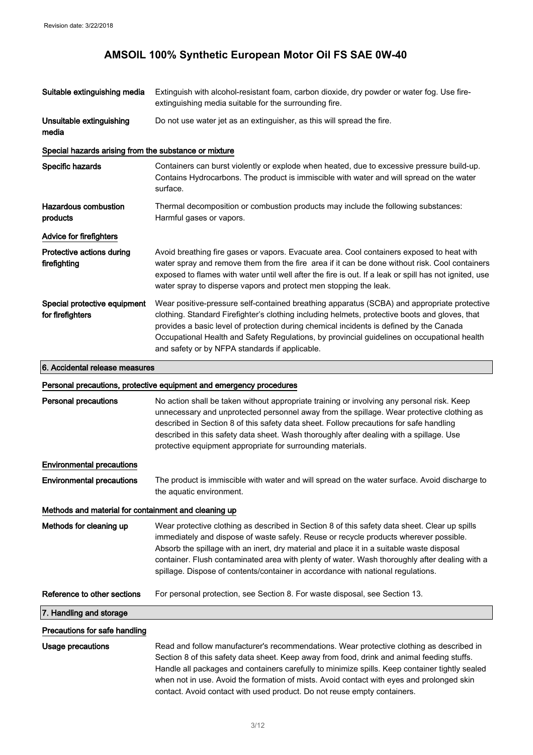| | |
|---|---|
| **Suitable extinguishing media** | Extinguish with alcohol-resistant foam, carbon dioxide, dry powder or water fog. Use fire-extinguishing media suitable for the surrounding fire. |
| **Unsuitable extinguishing media** | Do not use water jet as an extinguisher, as this will spread the fire. |

**Special hazards arising from the substance or mixture**

| | |
|---|---|
| **Specific hazards** | Containers can burst violently or explode when heated, due to excessive pressure build-up. Contains Hydrocarbons. The product is immiscible with water and will spread on the water surface. |
| **Hazardous combustion products** | Thermal decomposition or combustion products may include the following substances: Harmful gases or vapors. |

**Advice for firefighters**

| | |
|---|---|
| **Protective actions during firefighting** | Avoid breathing fire gases or vapors. Evacuate area. Cool containers exposed to heat with water spray and remove them from the fire area if it can be done without risk. Cool containers exposed to flames with water until well after the fire is out. If a leak or spill has not ignited, use water spray to disperse vapors and protect men stopping the leak. |
| **Special protective equipment for firefighters** | Wear positive-pressure self-contained breathing apparatus (SCBA) and appropriate protective clothing. Standard Firefighter's clothing including helmets, protective boots and gloves, that provides a basic level of protection during chemical incidents is defined by the Canada Occupational Health and Safety Regulations, by provincial guidelines on occupational health and safety or by NFPA standards if applicable. |

## 6. Accidental release measures

**Personal precautions, protective equipment and emergency procedures**

| | |
|---|---|
| **Personal precautions** | No action shall be taken without appropriate training or involving any personal risk. Keep unnecessary and unprotected personnel away from the spillage. Wear protective clothing as described in Section 8 of this safety data sheet. Follow precautions for safe handling described in this safety data sheet. Wash thoroughly after dealing with a spillage. Use protective equipment appropriate for surrounding materials. |

**Environmental precautions**

| | |
|---|---|
| **Environmental precautions** | The product is immiscible with water and will spread on the water surface. Avoid discharge to the aquatic environment. |

**Methods and material for containment and cleaning up**

| | |
|---|---|
| **Methods for cleaning up** | Wear protective clothing as described in Section 8 of this safety data sheet. Clear up spills immediately and dispose of waste safely. Reuse or recycle products wherever possible. Absorb the spillage with an inert, dry material and place it in a suitable waste disposal container. Flush contaminated area with plenty of water. Wash thoroughly after dealing with a spillage. Dispose of contents/container in accordance with national regulations. |
| **Reference to other sections** | For personal protection, see Section 8. For waste disposal, see Section 13. |

## 7. Handling and storage

**Precautions for safe handling**

| | |
|---|---|
| **Usage precautions** | Read and follow manufacturer's recommendations. Wear protective clothing as described in Section 8 of this safety data sheet. Keep away from food, drink and animal feeding stuffs. Handle all packages and containers carefully to minimize spills. Keep container tightly sealed when not in use. Avoid the formation of mists. Avoid contact with eyes and prolonged skin contact. Avoid contact with used product. Do not reuse empty containers. |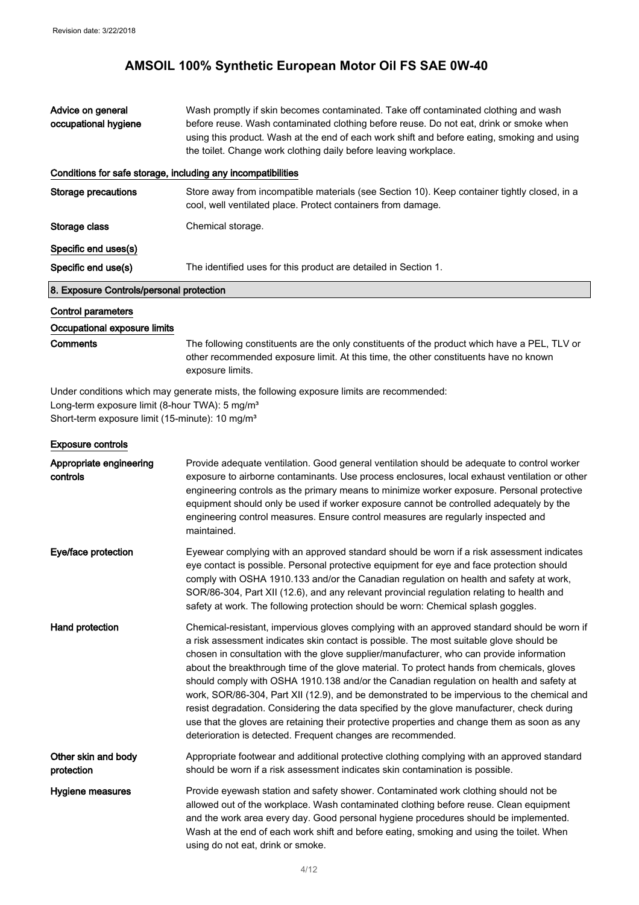| | |
|---|---|
| **Advice on general occupational hygiene** | Wash promptly if skin becomes contaminated. Take off contaminated clothing and wash before reuse. Wash contaminated clothing before reuse. Do not eat, drink or smoke when using this product. Wash at the end of each work shift and before eating, smoking and using the toilet. Change work clothing daily before leaving workplace. |

**Conditions for safe storage, including any incompatibilities**

| | |
|---|---|
| **Storage precautions** | Store away from incompatible materials (see Section 10). Keep container tightly closed, in a cool, well ventilated place. Protect containers from damage. |
| **Storage class** | Chemical storage. |

**Specific end uses(s)**

| | |
|---|---|
| **Specific end use(s)** | The identified uses for this product are detailed in Section 1. |

## 8. Exposure Controls/personal protection

**Control parameters**

**Occupational exposure limits**

| | |
|---|---|
| **Comments** | The following constituents are the only constituents of the product which have a PEL, TLV or other recommended exposure limit. At this time, the other constituents have no known exposure limits. |

Under conditions which may generate mists, the following exposure limits are recommended:
Long-term exposure limit (8-hour TWA): 5 mg/m³
Short-term exposure limit (15-minute): 10 mg/m³

**Exposure controls**

| | |
|---|---|
| **Appropriate engineering controls** | Provide adequate ventilation. Good general ventilation should be adequate to control worker exposure to airborne contaminants. Use process enclosures, local exhaust ventilation or other engineering controls as the primary means to minimize worker exposure. Personal protective equipment should only be used if worker exposure cannot be controlled adequately by the engineering control measures. Ensure control measures are regularly inspected and maintained. |
| **Eye/face protection** | Eyewear complying with an approved standard should be worn if a risk assessment indicates eye contact is possible. Personal protective equipment for eye and face protection should comply with OSHA 1910.133 and/or the Canadian regulation on health and safety at work, SOR/86-304, Part XII (12.6), and any relevant provincial regulation relating to health and safety at work. The following protection should be worn: Chemical splash goggles. |
| **Hand protection** | Chemical-resistant, impervious gloves complying with an approved standard should be worn if a risk assessment indicates skin contact is possible. The most suitable glove should be chosen in consultation with the glove supplier/manufacturer, who can provide information about the breakthrough time of the glove material. To protect hands from chemicals, gloves should comply with OSHA 1910.138 and/or the Canadian regulation on health and safety at work, SOR/86-304, Part XII (12.9), and be demonstrated to be impervious to the chemical and resist degradation. Considering the data specified by the glove manufacturer, check during use that the gloves are retaining their protective properties and change them as soon as any deterioration is detected. Frequent changes are recommended. |
| **Other skin and body protection** | Appropriate footwear and additional protective clothing complying with an approved standard should be worn if a risk assessment indicates skin contamination is possible. |
| **Hygiene measures** | Provide eyewash station and safety shower. Contaminated work clothing should not be allowed out of the workplace. Wash contaminated clothing before reuse. Clean equipment and the work area every day. Good personal hygiene procedures should be implemented. Wash at the end of each work shift and before eating, smoking and using the toilet. When using do not eat, drink or smoke. |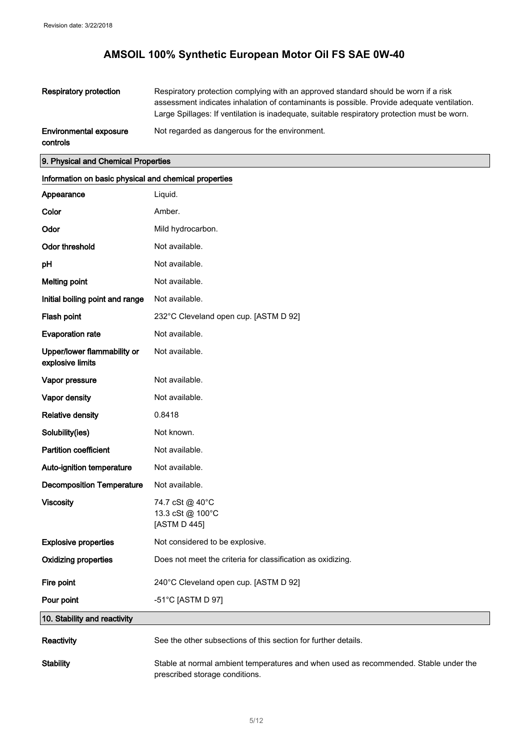| | |
|---|---|
| **Respiratory protection** | Respiratory protection complying with an approved standard should be worn if a risk assessment indicates inhalation of contaminants is possible. Provide adequate ventilation. Large Spillages: If ventilation is inadequate, suitable respiratory protection must be worn. |
| **Environmental exposure controls** | Not regarded as dangerous for the environment. |

## 9. Physical and Chemical Properties

### Information on basic physical and chemical properties

| | |
|---|---|
| **Appearance** | Liquid. |
| **Color** | Amber. |
| **Odor** | Mild hydrocarbon. |
| **Odor threshold** | Not available. |
| **pH** | Not available. |
| **Melting point** | Not available. |
| **Initial boiling point and range** | Not available. |
| **Flash point** | 232°C Cleveland open cup. [ASTM D 92] |
| **Evaporation rate** | Not available. |
| **Upper/lower flammability or explosive limits** | Not available. |
| **Vapor pressure** | Not available. |
| **Vapor density** | Not available. |
| **Relative density** | 0.8418 |
| **Solubility(ies)** | Not known. |
| **Partition coefficient** | Not available. |
| **Auto-ignition temperature** | Not available. |
| **Decomposition Temperature** | Not available. |
| **Viscosity** | 74.7 cSt @ 40°C<br>13.3 cSt @ 100°C<br>[ASTM D 445] |
| **Explosive properties** | Not considered to be explosive. |
| **Oxidizing properties** | Does not meet the criteria for classification as oxidizing. |
| **Fire point** | 240°C Cleveland open cup. [ASTM D 92] |
| **Pour point** | -51°C [ASTM D 97] |

## 10. Stability and reactivity

| | |
|---|---|
| **Reactivity** | See the other subsections of this section for further details. |
| **Stability** | Stable at normal ambient temperatures and when used as recommended. Stable under the prescribed storage conditions. |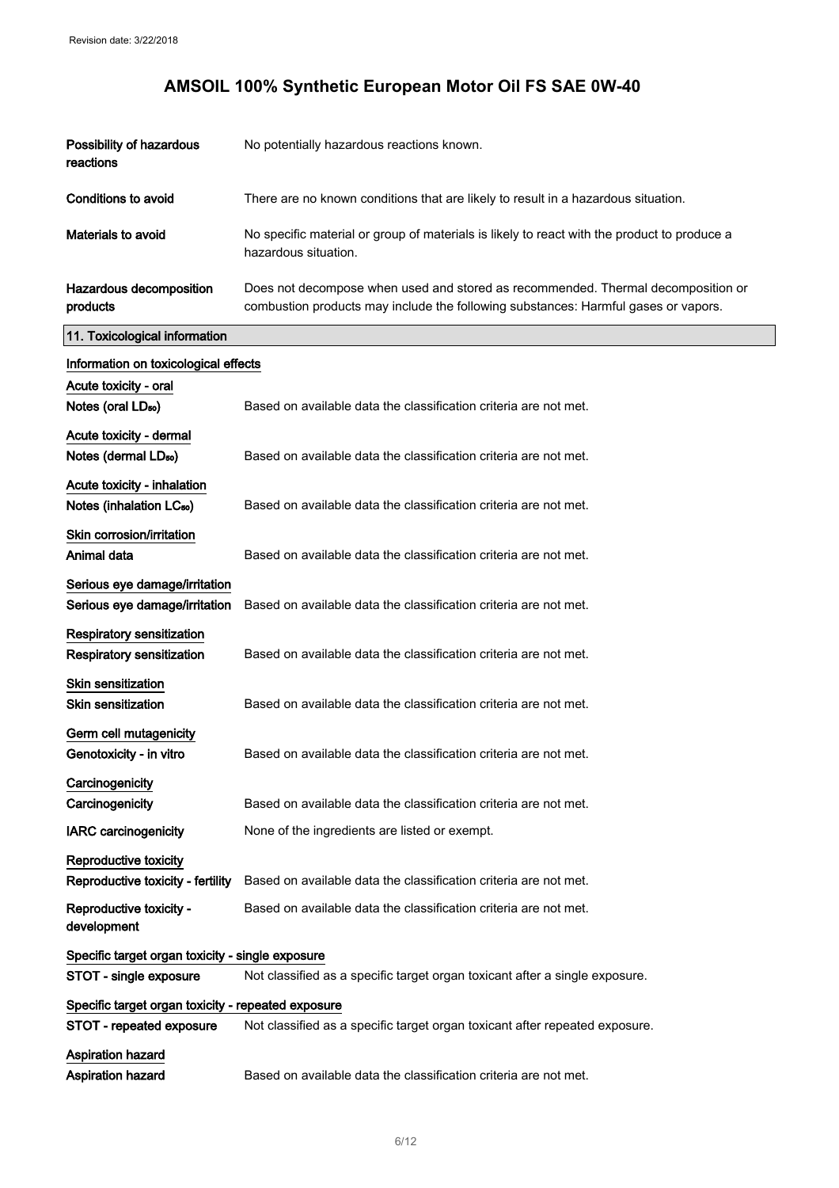| | |
|---|---|
| **Possibility of hazardous reactions** | No potentially hazardous reactions known. |
| **Conditions to avoid** | There are no known conditions that are likely to result in a hazardous situation. |
| **Materials to avoid** | No specific material or group of materials is likely to react with the product to produce a hazardous situation. |
| **Hazardous decomposition products** | Does not decompose when used and stored as recommended. Thermal decomposition or combustion products may include the following substances: Harmful gases or vapors. |

## 11. Toxicological information

**Information on toxicological effects**

**Acute toxicity - oral**

| | |
|---|---|
| **Notes (oral $LD_{50}$)** | Based on available data the classification criteria are not met. |

**Acute toxicity - dermal**

| | |
|---|---|
| **Notes (dermal $LD_{50}$)** | Based on available data the classification criteria are not met. |

**Acute toxicity - inhalation**

| | |
|---|---|
| **Notes (inhalation $LC_{50}$)** | Based on available data the classification criteria are not met. |

**Skin corrosion/irritation**

| | |
|---|---|
| **Animal data** | Based on available data the classification criteria are not met. |

**Serious eye damage/irritation**

| | |
|---|---|
| **Serious eye damage/irritation** | Based on available data the classification criteria are not met. |

**Respiratory sensitization**

| | |
|---|---|
| **Respiratory sensitization** | Based on available data the classification criteria are not met. |

**Skin sensitization**

| | |
|---|---|
| **Skin sensitization** | Based on available data the classification criteria are not met. |

**Germ cell mutagenicity**

| | |
|---|---|
| **Genotoxicity - in vitro** | Based on available data the classification criteria are not met. |

**Carcinogenicity**

| | |
|---|---|
| **Carcinogenicity** | Based on available data the classification criteria are not met. |
| **IARC carcinogenicity** | None of the ingredients are listed or exempt. |

**Reproductive toxicity**

| | |
|---|---|
| **Reproductive toxicity - fertility** | Based on available data the classification criteria are not met. |
| **Reproductive toxicity - development** | Based on available data the classification criteria are not met. |

**Specific target organ toxicity - single exposure**

| | |
|---|---|
| **STOT - single exposure** | Not classified as a specific target organ toxicant after a single exposure. |

**Specific target organ toxicity - repeated exposure**

| | |
|---|---|
| **STOT - repeated exposure** | Not classified as a specific target organ toxicant after repeated exposure. |

**Aspiration hazard**

| | |
|---|---|
| **Aspiration hazard** | Based on available data the classification criteria are not met. |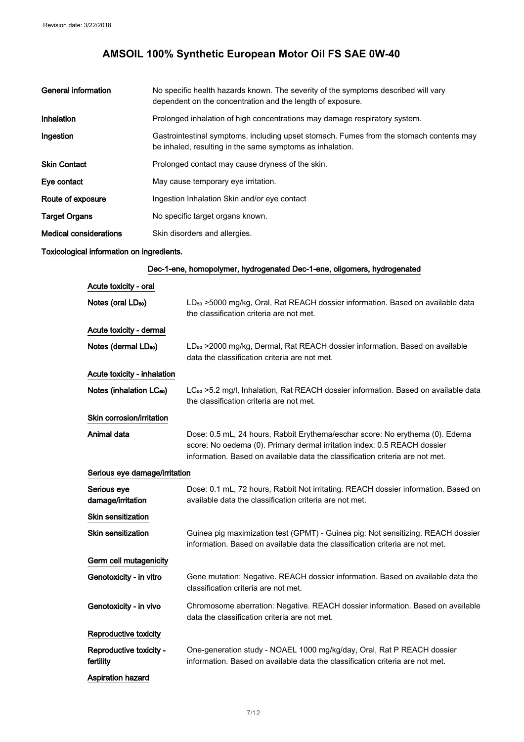# AMSOIL 100% Synthetic European Motor Oil FS SAE 0W-40

| | |
|---|---|
| **General information** | No specific health hazards known. The severity of the symptoms described will vary dependent on the concentration and the length of exposure. |
| **Inhalation** | Prolonged inhalation of high concentrations may damage respiratory system. |
| **Ingestion** | Gastrointestinal symptoms, including upset stomach. Fumes from the stomach contents may be inhaled, resulting in the same symptoms as inhalation. |
| **Skin Contact** | Prolonged contact may cause dryness of the skin. |
| **Eye contact** | May cause temporary eye irritation. |
| **Route of exposure** | Ingestion Inhalation Skin and/or eye contact |
| **Target Organs** | No specific target organs known. |
| **Medical considerations** | Skin disorders and allergies. |

**Toxicological information on ingredients.**

**Dec-1-ene, homopolymer, hydrogenated Dec-1-ene, oligomers, hydrogenated**

**Acute toxicity - oral**

| | |
|---|---|
| **Notes (oral $LD_{50}$)** | $LD_{50}$ >5000 mg/kg, Oral, Rat REACH dossier information. Based on available data the classification criteria are not met. |

**Acute toxicity - dermal**

| | |
|---|---|
| **Notes (dermal $LD_{50}$)** | $LD_{50}$ >2000 mg/kg, Dermal, Rat REACH dossier information. Based on available data the classification criteria are not met. |

**Acute toxicity - inhalation**

| | |
|---|---|
| **Notes (inhalation $LC_{50}$)** | $LC_{50}$ >5.2 mg/l, Inhalation, Rat REACH dossier information. Based on available data the classification criteria are not met. |

**Skin corrosion/irritation**

| | |
|---|---|
| **Animal data** | Dose: 0.5 mL, 24 hours, Rabbit Erythema/eschar score: No erythema (0). Edema score: No oedema (0). Primary dermal irritation index: 0.5 REACH dossier information. Based on available data the classification criteria are not met. |

**Serious eye damage/irritation**

| | |
|---|---|
| **Serious eye damage/irritation** | Dose: 0.1 mL, 72 hours, Rabbit Not irritating. REACH dossier information. Based on available data the classification criteria are not met. |

**Skin sensitization**

| | |
|---|---|
| **Skin sensitization** | Guinea pig maximization test (GPMT) - Guinea pig: Not sensitizing. REACH dossier information. Based on available data the classification criteria are not met. |

**Germ cell mutagenicity**

| | |
|---|---|
| **Genotoxicity - in vitro** | Gene mutation: Negative. REACH dossier information. Based on available data the classification criteria are not met. |
| **Genotoxicity - in vivo** | Chromosome aberration: Negative. REACH dossier information. Based on available data the classification criteria are not met. |

**Reproductive toxicity**

| | |
|---|---|
| **Reproductive toxicity - fertility** | One-generation study - NOAEL 1000 mg/kg/day, Oral, Rat P REACH dossier information. Based on available data the classification criteria are not met. |

**Aspiration hazard**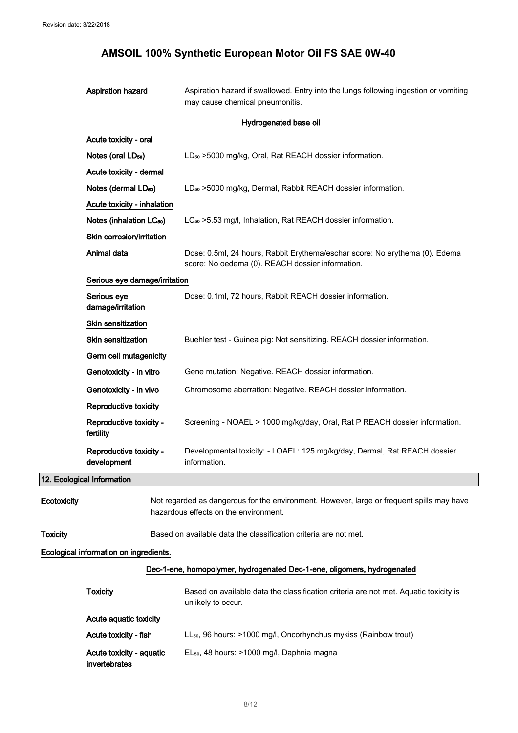| | |
|---|---|
| **Aspiration hazard** | Aspiration hazard if swallowed. Entry into the lungs following ingestion or vomiting may cause chemical pneumonitis. |

### Hydrogenated base oil

**Acute toxicity - oral**

| | |
|---|---|
| **Notes (oral $LD_{50}$)** | $LD_{50}$ >5000 mg/kg, Oral, Rat REACH dossier information. |

**Acute toxicity - dermal**

| | |
|---|---|
| **Notes (dermal $LD_{50}$)** | $LD_{50}$ >5000 mg/kg, Dermal, Rabbit REACH dossier information. |

**Acute toxicity - inhalation**

| | |
|---|---|
| **Notes (inhalation $LC_{50}$)** | $LC_{50}$ >5.53 mg/l, Inhalation, Rat REACH dossier information. |

**Skin corrosion/irritation**

| | |
|---|---|
| **Animal data** | Dose: 0.5ml, 24 hours, Rabbit Erythema/eschar score: No erythema (0). Edema score: No oedema (0). REACH dossier information. |

**Serious eye damage/irritation**

| | |
|---|---|
| **Serious eye damage/irritation** | Dose: 0.1ml, 72 hours, Rabbit REACH dossier information. |

**Skin sensitization**

| | |
|---|---|
| **Skin sensitization** | Buehler test - Guinea pig: Not sensitizing. REACH dossier information. |

**Germ cell mutagenicity**

| | |
|---|---|
| **Genotoxicity - in vitro** | Gene mutation: Negative. REACH dossier information. |
| **Genotoxicity - in vivo** | Chromosome aberration: Negative. REACH dossier information. |

**Reproductive toxicity**

| | |
|---|---|
| **Reproductive toxicity - fertility** | Screening - NOAEL > 1000 mg/kg/day, Oral, Rat P REACH dossier information. |
| **Reproductive toxicity - development** | Developmental toxicity: - LOAEL: 125 mg/kg/day, Dermal, Rat REACH dossier information. |

## 12. Ecological Information

| | |
|---|---|
| **Ecotoxicity** | Not regarded as dangerous for the environment. However, large or frequent spills may have hazardous effects on the environment. |
| **Toxicity** | Based on available data the classification criteria are not met. |

**Ecological information on ingredients.**

### Dec-1-ene, homopolymer, hydrogenated Dec-1-ene, oligomers, hydrogenated

| | |
|---|---|
| **Toxicity** | Based on available data the classification criteria are not met. Aquatic toxicity is unlikely to occur. |

**Acute aquatic toxicity**

| | |
|---|---|
| **Acute toxicity - fish** | $LL_{50}$, 96 hours: >1000 mg/l, Oncorhynchus mykiss (Rainbow trout) |
| **Acute toxicity - aquatic invertebrates** | $EL_{50}$, 48 hours: >1000 mg/l, Daphnia magna |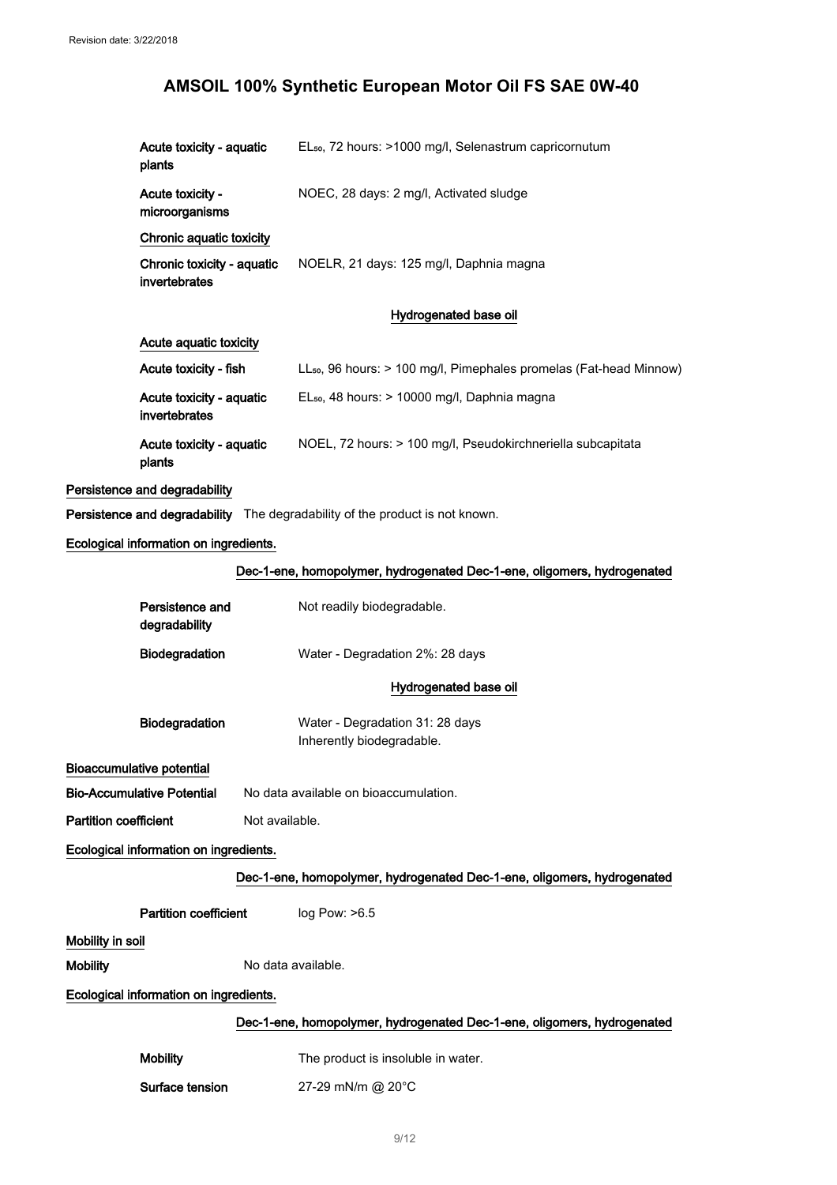Revision date: 3/22/2018

# AMSOIL 100% Synthetic European Motor Oil FS SAE 0W-40

| | |
|---|---|
| Acute toxicity - aquatic plants | $EL_{50}$, 72 hours: >1000 mg/l, Selenastrum capricornutum |
| Acute toxicity - microorganisms | NOEC, 28 days: 2 mg/l, Activated sludge |

**Chronic aquatic toxicity**

| | |
|---|---|
| Chronic toxicity - aquatic invertebrates | NOELR, 21 days: 125 mg/l, Daphnia magna |

**Hydrogenated base oil**

**Acute aquatic toxicity**

| | |
|---|---|
| Acute toxicity - fish | $LL_{50}$, 96 hours: > 100 mg/l, Pimephales promelas (Fat-head Minnow) |
| Acute toxicity - aquatic invertebrates | $EL_{50}$, 48 hours: > 10000 mg/l, Daphnia magna |
| Acute toxicity - aquatic plants | NOEL, 72 hours: > 100 mg/l, Pseudokirchneriella subcapitata |

**Persistence and degradability**

**Persistence and degradability** The degradability of the product is not known.

**Ecological information on ingredients.**

**Dec-1-ene, homopolymer, hydrogenated Dec-1-ene, oligomers, hydrogenated**

| | |
|---|---|
| Persistence and degradability | Not readily biodegradable. |
| Biodegradation | Water - Degradation 2%: 28 days |

**Hydrogenated base oil**

| | |
|---|---|
| Biodegradation | Water - Degradation 31: 28 days<br>Inherently biodegradable. |

**Bioaccumulative potential**

**Bio-Accumulative Potential** No data available on bioaccumulation.

**Partition coefficient** Not available.

**Ecological information on ingredients.**

**Dec-1-ene, homopolymer, hydrogenated Dec-1-ene, oligomers, hydrogenated**

| | |
|---|---|
| Partition coefficient | log Pow: >6.5 |

**Mobility in soil**

**Mobility** No data available.

**Ecological information on ingredients.**

**Dec-1-ene, homopolymer, hydrogenated Dec-1-ene, oligomers, hydrogenated**

| | |
|---|---|
| Mobility | The product is insoluble in water. |
| Surface tension | 27-29 mN/m @ 20°C |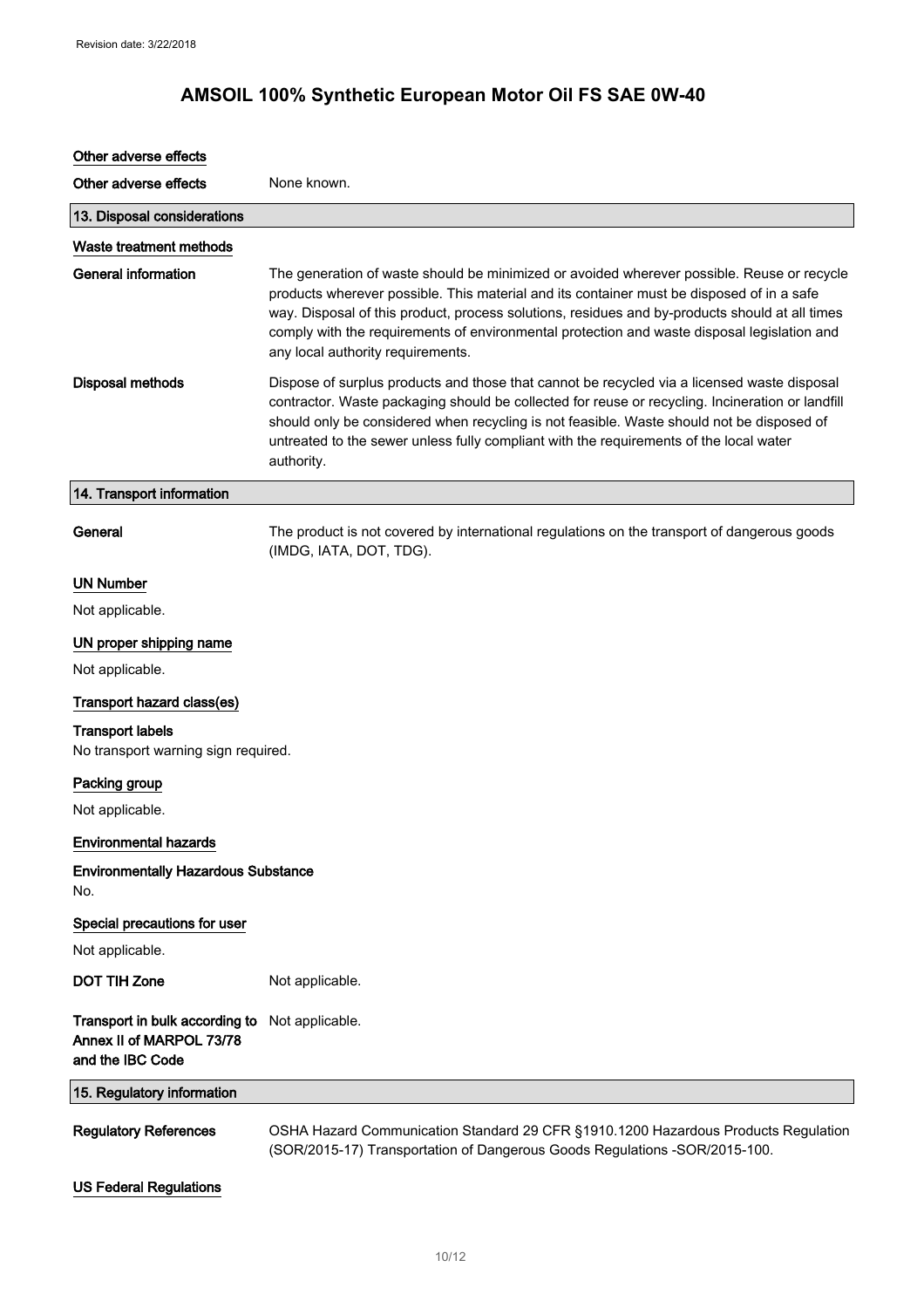### Other adverse effects

**Other adverse effects** None known.

## 13. Disposal considerations

### Waste treatment methods

**General information** The generation of waste should be minimized or avoided wherever possible. Reuse or recycle products wherever possible. This material and its container must be disposed of in a safe way. Disposal of this product, process solutions, residues and by-products should at all times comply with the requirements of environmental protection and waste disposal legislation and any local authority requirements.

**Disposal methods** Dispose of surplus products and those that cannot be recycled via a licensed waste disposal contractor. Waste packaging should be collected for reuse or recycling. Incineration or landfill should only be considered when recycling is not feasible. Waste should not be disposed of untreated to the sewer unless fully compliant with the requirements of the local water authority.

## 14. Transport information

**General** The product is not covered by international regulations on the transport of dangerous goods (IMDG, IATA, DOT, TDG).

### UN Number

Not applicable.

### UN proper shipping name

Not applicable.

### Transport hazard class(es)

**Transport labels**
No transport warning sign required.

### Packing group

Not applicable.

### Environmental hazards

**Environmentally Hazardous Substance**
No.

### Special precautions for user

Not applicable.

**DOT TIH Zone** Not applicable.

**Transport in bulk according to Annex II of MARPOL 73/78 and the IBC Code** Not applicable.

## 15. Regulatory information

**Regulatory References** OSHA Hazard Communication Standard 29 CFR §1910.1200 Hazardous Products Regulation (SOR/2015-17) Transportation of Dangerous Goods Regulations -SOR/2015-100.

### US Federal Regulations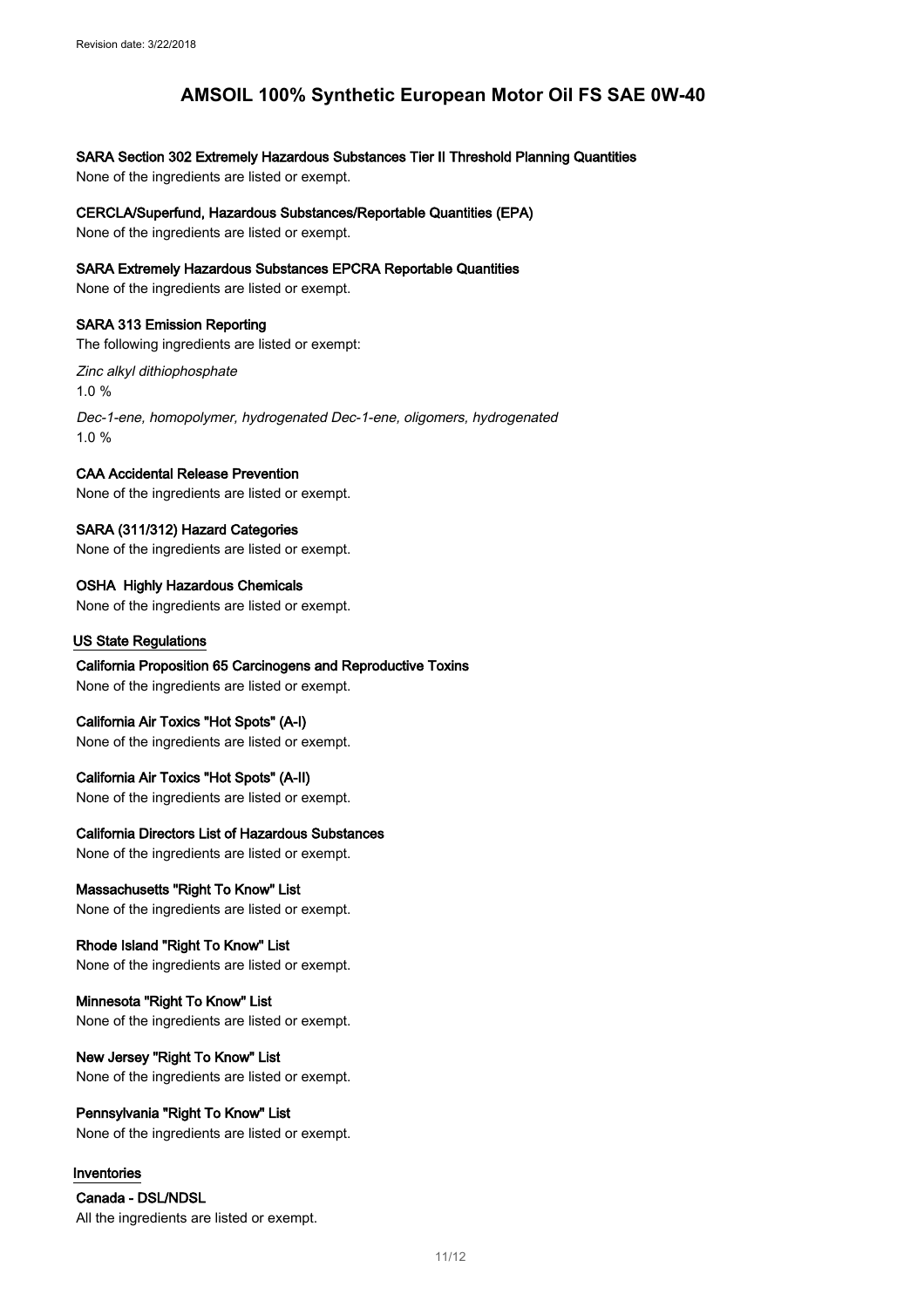#### SARA Section 302 Extremely Hazardous Substances Tier II Threshold Planning Quantities

None of the ingredients are listed or exempt.

#### CERCLA/Superfund, Hazardous Substances/Reportable Quantities (EPA)

None of the ingredients are listed or exempt.

#### SARA Extremely Hazardous Substances EPCRA Reportable Quantities

None of the ingredients are listed or exempt.

#### SARA 313 Emission Reporting

The following ingredients are listed or exempt:

*Zinc alkyl dithiophosphate*

1.0 %

*Dec-1-ene, homopolymer, hydrogenated Dec-1-ene, oligomers, hydrogenated*

1.0 %

#### CAA Accidental Release Prevention

None of the ingredients are listed or exempt.

#### SARA (311/312) Hazard Categories

None of the ingredients are listed or exempt.

#### OSHA Highly Hazardous Chemicals

None of the ingredients are listed or exempt.

### US State Regulations

#### California Proposition 65 Carcinogens and Reproductive Toxins

None of the ingredients are listed or exempt.

#### California Air Toxics "Hot Spots" (A-I)

None of the ingredients are listed or exempt.

#### California Air Toxics "Hot Spots" (A-II)

None of the ingredients are listed or exempt.

#### California Directors List of Hazardous Substances

None of the ingredients are listed or exempt.

#### Massachusetts "Right To Know" List

None of the ingredients are listed or exempt.

#### Rhode Island "Right To Know" List

None of the ingredients are listed or exempt.

#### Minnesota "Right To Know" List

None of the ingredients are listed or exempt.

#### New Jersey "Right To Know" List

None of the ingredients are listed or exempt.

#### Pennsylvania "Right To Know" List

None of the ingredients are listed or exempt.

### Inventories

#### Canada - DSL/NDSL

All the ingredients are listed or exempt.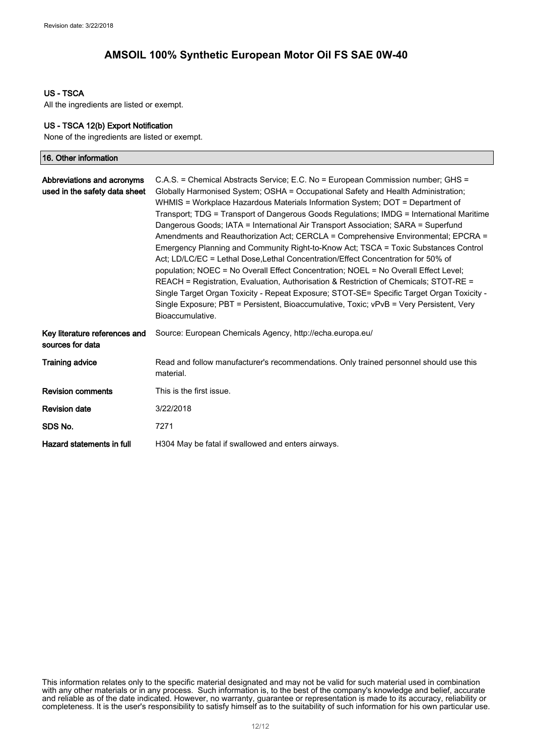# AMSOIL 100% Synthetic European Motor Oil FS SAE 0W-40

### US - TSCA

All the ingredients are listed or exempt.

### US - TSCA 12(b) Export Notification

None of the ingredients are listed or exempt.

## 16. Other information

| | |
|---|---|
| **Abbreviations and acronyms used in the safety data sheet** | C.A.S. = Chemical Abstracts Service; E.C. No = European Commission number; GHS = Globally Harmonised System; OSHA = Occupational Safety and Health Administration; WHMIS = Workplace Hazardous Materials Information System; DOT = Department of Transport; TDG = Transport of Dangerous Goods Regulations; IMDG = International Maritime Dangerous Goods; IATA = International Air Transport Association; SARA = Superfund Amendments and Reauthorization Act; CERCLA = Comprehensive Environmental; EPCRA = Emergency Planning and Community Right-to-Know Act; TSCA = Toxic Substances Control Act; LD/LC/EC = Lethal Dose,Lethal Concentration/Effect Concentration for 50% of population; NOEC = No Overall Effect Concentration; NOEL = No Overall Effect Level; REACH = Registration, Evaluation, Authorisation & Restriction of Chemicals; STOT-RE = Single Target Organ Toxicity - Repeat Exposure; STOT-SE= Specific Target Organ Toxicity - Single Exposure; PBT = Persistent, Bioaccumulative, Toxic; vPvB = Very Persistent, Very Bioaccumulative. |
| **Key literature references and sources for data** | Source: European Chemicals Agency, http://echa.europa.eu/ |
| **Training advice** | Read and follow manufacturer's recommendations. Only trained personnel should use this material. |
| **Revision comments** | This is the first issue. |
| **Revision date** | 3/22/2018 |
| **SDS No.** | 7271 |
| **Hazard statements in full** | H304 May be fatal if swallowed and enters airways. |

This information relates only to the specific material designated and may not be valid for such material used in combination with any other materials or in any process. Such information is, to the best of the company's knowledge and belief, accurate and reliable as of the date indicated. However, no warranty, guarantee or representation is made to its accuracy, reliability or completeness. It is the user's responsibility to satisfy himself as to the suitability of such information for his own particular use.